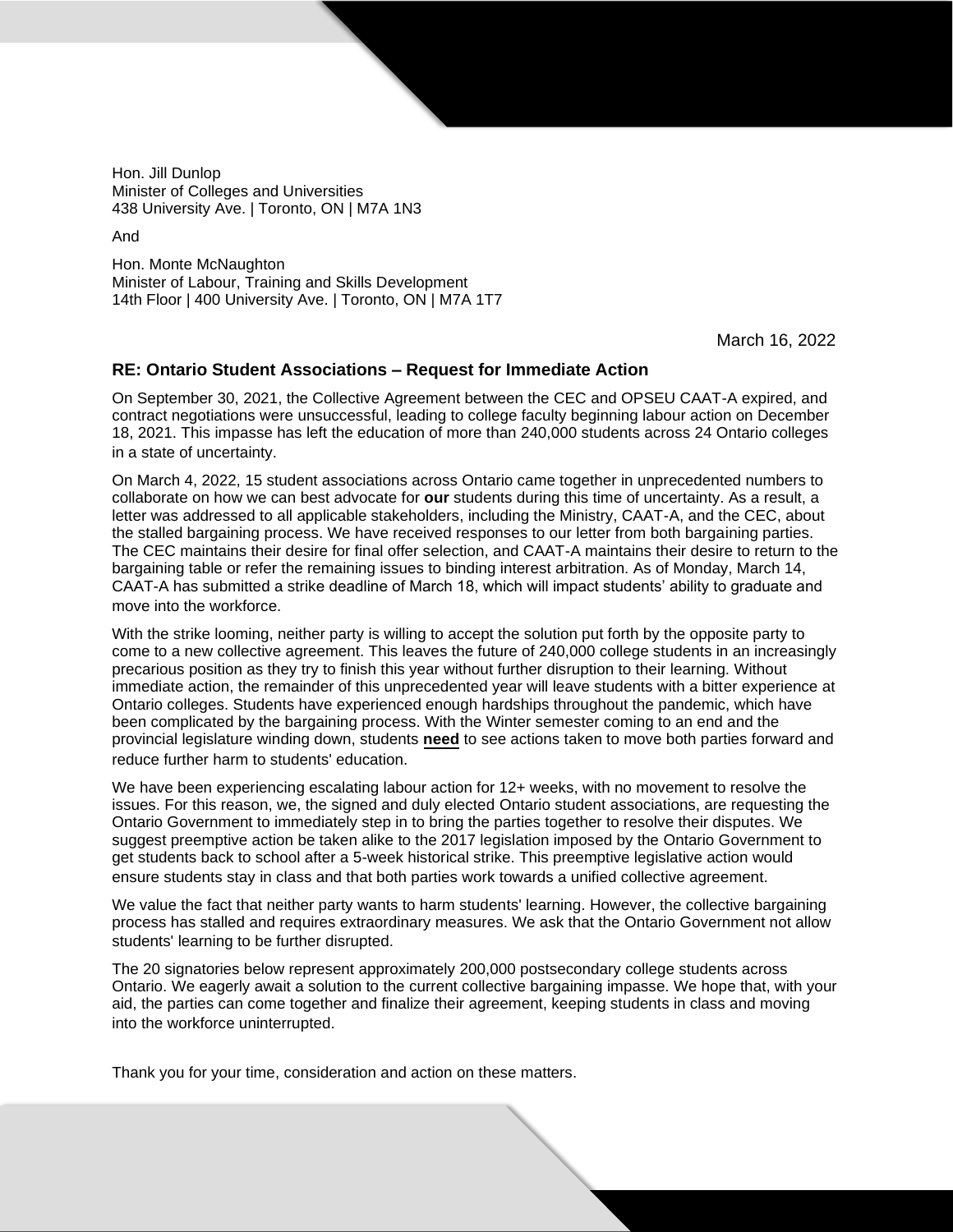Hon. Jill Dunlop
Minister of Colleges and Universities
438 University Ave. | Toronto, ON | M7A 1N3

And

Hon. Monte McNaughton
Minister of Labour, Training and Skills Development
14th Floor | 400 University Ave. | Toronto, ON | M7A 1T7

March 16, 2022

### RE: Ontario Student Associations – Request for Immediate Action

On September 30, 2021, the Collective Agreement between the CEC and OPSEU CAAT-A expired, and contract negotiations were unsuccessful, leading to college faculty beginning labour action on December 18, 2021. This impasse has left the education of more than 240,000 students across 24 Ontario colleges in a state of uncertainty.

On March 4, 2022, 15 student associations across Ontario came together in unprecedented numbers to collaborate on how we can best advocate for **our** students during this time of uncertainty. As a result, a letter was addressed to all applicable stakeholders, including the Ministry, CAAT-A, and the CEC, about the stalled bargaining process. We have received responses to our letter from both bargaining parties. The CEC maintains their desire for final offer selection, and CAAT-A maintains their desire to return to the bargaining table or refer the remaining issues to binding interest arbitration. As of Monday, March 14, CAAT-A has submitted a strike deadline of March 18, which will impact students' ability to graduate and move into the workforce.

With the strike looming, neither party is willing to accept the solution put forth by the opposite party to come to a new collective agreement. This leaves the future of 240,000 college students in an increasingly precarious position as they try to finish this year without further disruption to their learning. Without immediate action, the remainder of this unprecedented year will leave students with a bitter experience at Ontario colleges. Students have experienced enough hardships throughout the pandemic, which have been complicated by the bargaining process. With the Winter semester coming to an end and the provincial legislature winding down, students **need** to see actions taken to move both parties forward and reduce further harm to students' education.

We have been experiencing escalating labour action for 12+ weeks, with no movement to resolve the issues. For this reason, we, the signed and duly elected Ontario student associations, are requesting the Ontario Government to immediately step in to bring the parties together to resolve their disputes. We suggest preemptive action be taken alike to the 2017 legislation imposed by the Ontario Government to get students back to school after a 5-week historical strike. This preemptive legislative action would ensure students stay in class and that both parties work towards a unified collective agreement.

We value the fact that neither party wants to harm students' learning. However, the collective bargaining process has stalled and requires extraordinary measures. We ask that the Ontario Government not allow students' learning to be further disrupted.

The 20 signatories below represent approximately 200,000 postsecondary college students across Ontario. We eagerly await a solution to the current collective bargaining impasse. We hope that, with your aid, the parties can come together and finalize their agreement, keeping students in class and moving into the workforce uninterrupted.

Thank you for your time, consideration and action on these matters.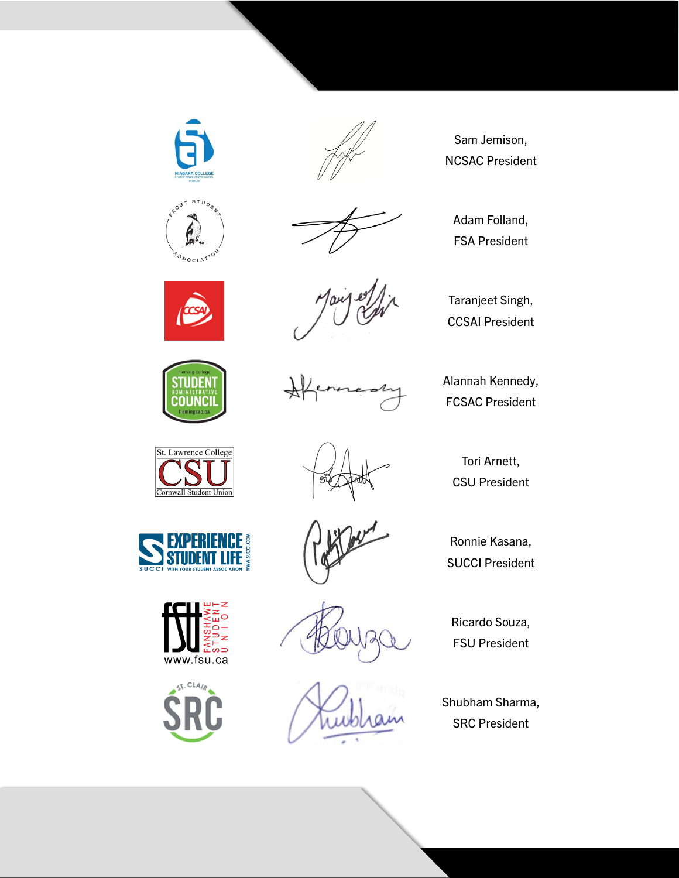Sam Jemison,
NCSAC President

Adam Folland,
FSA President

Taranjeet Singh,
CCSAI President

Alannah Kennedy,
FCSAC President

Tori Arnett,
CSU President

Ronnie Kasana,
SUCCI President

Ricardo Souza,
FSU President

Shubham Sharma,
SRC President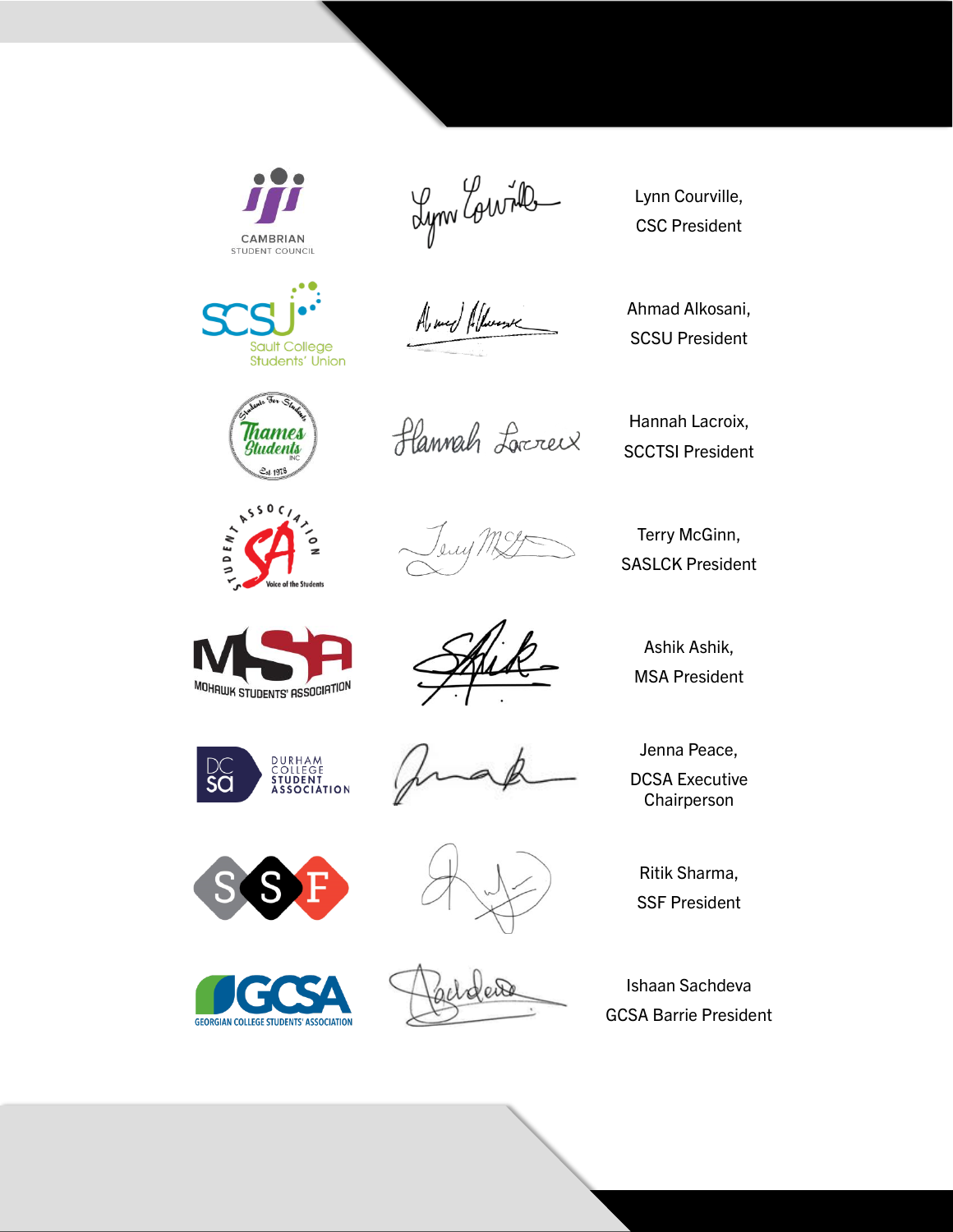Lynn Courville,
CSC President

Ahmad Alkosani,
SCSU President

Hannah Lacroix,
SCCTSI President

Terry McGinn,
SASLCK President

Ashik Ashik,
MSA President

Jenna Peace,
DCSA Executive Chairperson

Ritik Sharma,
SSF President

Ishaan Sachdeva
GCSA Barrie President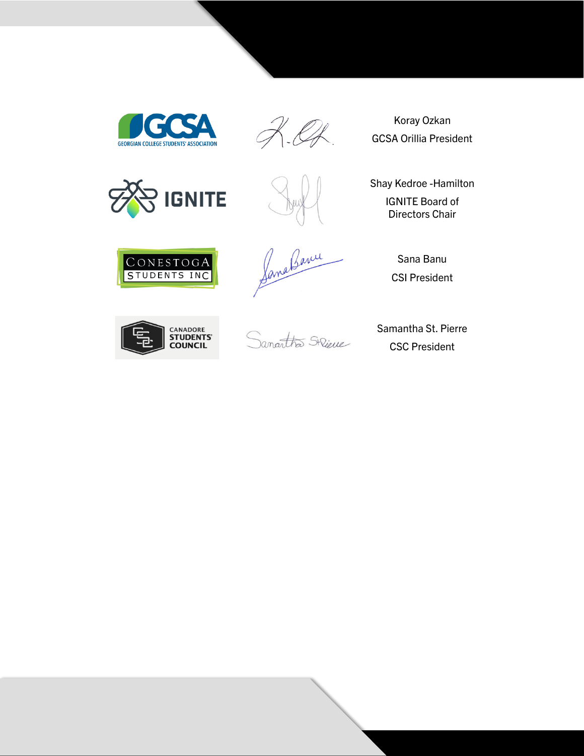Koray Ozkan
GCSA Orillia President

Shay Kedroe -Hamilton
IGNITE Board of Directors Chair

Sana Banu
CSI President

Samantha St. Pierre
CSC President